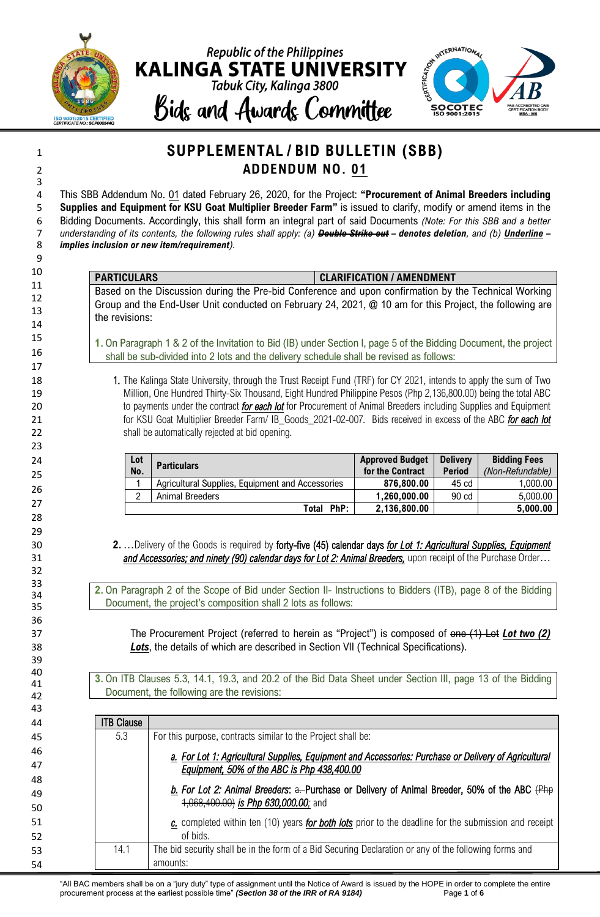Republic of the Philippines
**KALINGA STATE UNIVERSITY**
Tabuk City, Kalinga 3800
Bids and Awards Committee

# SUPPLEMENTAL / BID BULLETIN (SBB)
## ADDENDUM NO. 01

This SBB Addendum No. 01 dated February 26, 2020, for the Project: **"Procurement of Animal Breeders including Supplies and Equipment for KSU Goat Multiplier Breeder Farm"** is issued to clarify, modify or amend items in the Bidding Documents. Accordingly, this shall form an integral part of said Documents *(Note: For this SBB and a better understanding of its contents, the following rules shall apply: (a)* ***~~Double Strike-out~~*** ***– denotes deletion****, and (b)* ***Underline – implies inclusion or new item/requirement****).*

| PARTICULARS | CLARIFICATION / AMENDMENT |
|---|---|
| Based on the Discussion during the Pre-bid Conference and upon confirmation by the Technical Working Group and the End-User Unit conducted on February 24, 2021, @ 10 am for this Project, the following are the revisions: | |

**1.** On Paragraph 1 & 2 of the Invitation to Bid (IB) under Section I, page 5 of the Bidding Document, the project shall be sub-divided into 2 lots and the delivery schedule shall be revised as follows:

1. The Kalinga State University, through the Trust Receipt Fund (TRF) for CY 2021, intends to apply the sum of Two Million, One Hundred Thirty-Six Thousand, Eight Hundred Philippine Pesos (Php 2,136,800.00) being the total ABC to payments under the contract ***for each lot*** for Procurement of Animal Breeders including Supplies and Equipment for KSU Goat Multiplier Breeder Farm/ IB_Goods_2021-02-007. Bids received in excess of the ABC ***for each lot*** shall be automatically rejected at bid opening.

| Lot No. | Particulars | Approved Budget for the Contract | Delivery Period | Bidding Fees (Non-Refundable) |
|---|---|---|---|---|
| 1 | Agricultural Supplies, Equipment and Accessories | **876,800.00** | 45 cd | 1,000.00 |
| 2 | Animal Breeders | **1,260,000.00** | 90 cd | 5,000.00 |
| | **Total PhP:** | **2,136,800.00** | | **5,000.00** |

2. …Delivery of the Goods is required by forty-five (45) calendar days ***for Lot 1: Agricultural Supplies, Equipment and Accessories; and ninety (90) calendar days for Lot 2: Animal Breeders,*** upon receipt of the Purchase Order…

**2.** On Paragraph 2 of the Scope of Bid under Section II- Instructions to Bidders (ITB), page 8 of the Bidding Document, the project's composition shall 2 lots as follows:

The Procurement Project (referred to herein as "Project") is composed of ~~one (1) Lot~~ ***Lot two (2) Lots***, the details of which are described in Section VII (Technical Specifications).

**3.** On ITB Clauses 5.3, 14.1, 19.3, and 20.2 of the Bid Data Sheet under Section III, page 13 of the Bidding Document, the following are the revisions:

| ITB Clause | |
|---|---|
| 5.3 | For this purpose, contracts similar to the Project shall be:<br><br>***a. For Lot 1: Agricultural Supplies, Equipment and Accessories: Purchase or Delivery of Agricultural Equipment, 50% of the ABC is Php 438,400.00***<br><br>***b. For Lot 2: Animal Breeders***: ~~a.~~ Purchase or Delivery of Animal Breeder, 50% of the ABC ~~(Php 1,068,400.00)~~ ***is Php 630,000.00;*** and<br><br>***c.*** completed within ten (10) years ***for both lots*** prior to the deadline for the submission and receipt of bids. |
| 14.1 | The bid security shall be in the form of a Bid Securing Declaration or any of the following forms and amounts: |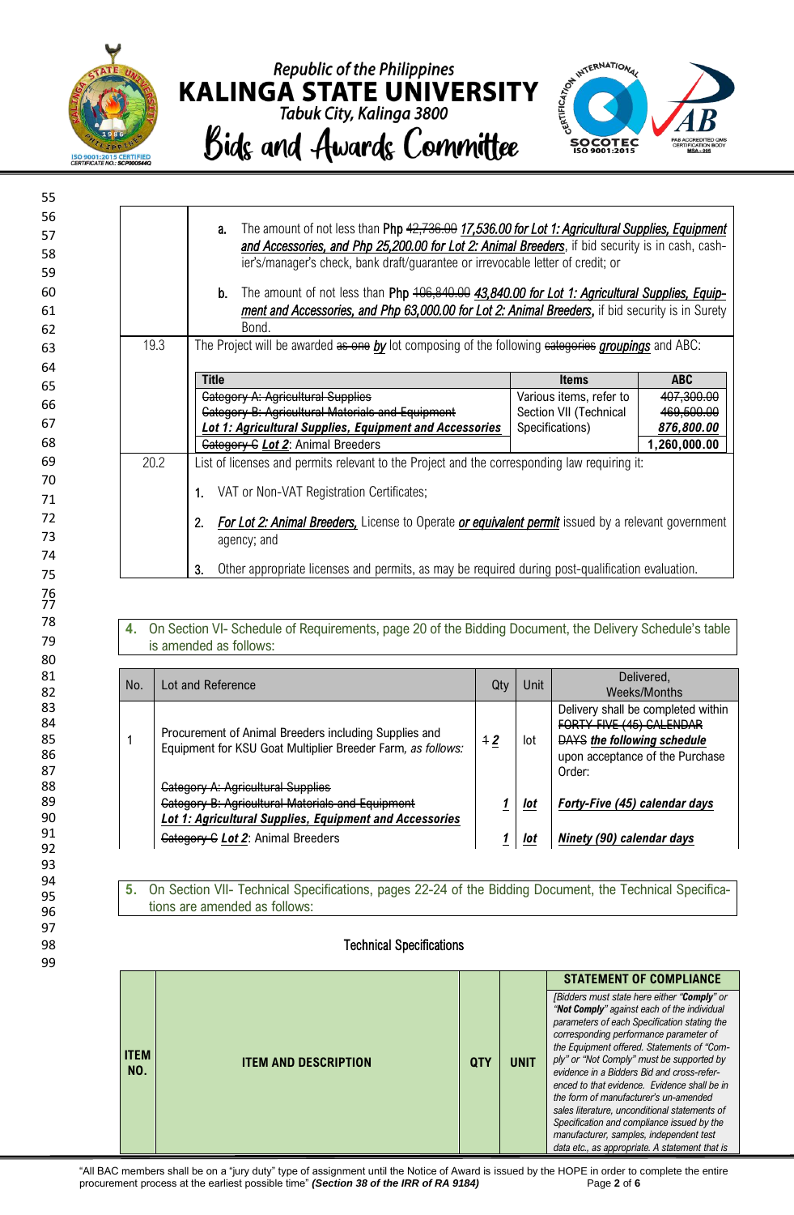| | |
|---|---|
| | a. The amount of not less than Php ~~42,736.00~~ ***17,536.00 for Lot 1: Agricultural Supplies, Equipment and Accessories, and Php 25,200.00 for Lot 2: Animal Breeders***, if bid security is in cash, cashier's/manager's check, bank draft/guarantee or irrevocable letter of credit; or<br><br>b. The amount of not less than Php ~~106,840.00~~ ***43,840.00 for Lot 1: Agricultural Supplies, Equipment and Accessories, and Php 63,000.00 for Lot 2: Animal Breeders***, if bid security is in Surety Bond. |
| 19.3 | The Project will be awarded ~~as one~~ ***by*** lot composing of the following ~~categories~~ ***groupings*** and ABC: |
| 20.2 | List of licenses and permits relevant to the Project and the corresponding law requiring it:<br><br>1. VAT or Non-VAT Registration Certificates;<br><br>2. ***For Lot 2: Animal Breeders,*** License to Operate ***or equivalent permit*** issued by a relevant government agency; and<br><br>3. Other appropriate licenses and permits, as may be required during post-qualification evaluation. |

| Title | Items | ABC |
|---|---|---|
| ~~Category A: Agricultural Supplies~~<br>~~Category B: Agricultural Materials and Equipment~~<br>***Lot 1: Agricultural Supplies, Equipment and Accessories*** | Various items, refer to Section VII (Technical Specifications) | ~~407,300.00~~<br>~~469,500.00~~<br>***876,800.00*** |
| ~~Category C~~ ***Lot 2***: Animal Breeders | | 1,260,000.00 |

**4.** On Section VI- Schedule of Requirements, page 20 of the Bidding Document, the Delivery Schedule's table is amended as follows:

| No. | Lot and Reference | Qty | Unit | Delivered, Weeks/Months |
|---|---|---|---|---|
| 1 | Procurement of Animal Breeders including Supplies and Equipment for KSU Goat Multiplier Breeder Farm, *as follows:* | ~~1~~ ***2*** | lot | Delivery shall be completed within ~~FORTY-FIVE (45) CALENDAR DAYS~~ ***the following schedule*** upon acceptance of the Purchase Order: |
| | ~~Category A: Agricultural Supplies~~<br>~~Category B: Agricultural Materials and Equipment~~<br>***Lot 1: Agricultural Supplies, Equipment and Accessories*** | ***1*** | ***lot*** | ***Forty-Five (45) calendar days*** |
| | ~~Category C~~ ***Lot 2***: Animal Breeders | ***1*** | ***lot*** | ***Ninety (90) calendar days*** |

**5.** On Section VII- Technical Specifications, pages 22-24 of the Bidding Document, the Technical Specifications are amended as follows:

### Technical Specifications

| ITEM NO. | ITEM AND DESCRIPTION | QTY | UNIT | STATEMENT OF COMPLIANCE<br>*[Bidders must state here either "**Comply**" or "**Not Comply**" against each of the individual parameters of each Specification stating the corresponding performance parameter of the Equipment offered. Statements of "Comply" or "Not Comply" must be supported by evidence in a Bidders Bid and cross-referenced to that evidence. Evidence shall be in the form of manufacturer's un-amended sales literature, unconditional statements of Specification and compliance issued by the manufacturer, samples, independent test data etc., as appropriate. A statement that is* |
|---|---|---|---|---|

"All BAC members shall be on a "jury duty" type of assignment until the Notice of Award is issued by the HOPE in order to complete the entire procurement process at the earliest possible time" ***(Section 38 of the IRR of RA 9184)***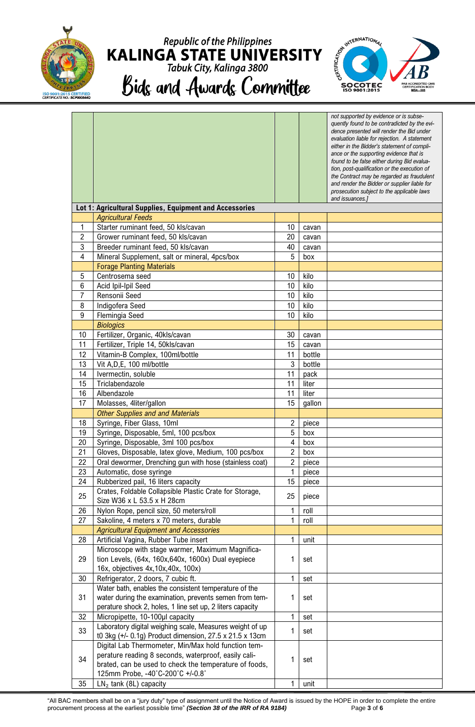| | | | | |
|---|---|---|---|---|
| | | | | *not supported by evidence or is subsequently found to be contradicted by the evidence presented will render the Bid under evaluation liable for rejection. A statement either in the Bidder's statement of compliance or the supporting evidence that is found to be false either during Bid evaluation, post-qualification or the execution of the Contract may be regarded as fraudulent and render the Bidder or supplier liable for prosecution subject to the applicable laws and issuances.]* |
| **Lot 1: Agricultural Supplies, Equipment and Accessories** | | | | |
| | *Agricultural Feeds* | | | |
| 1 | Starter ruminant feed, 50 kls/cavan | 10 | cavan | |
| 2 | Grower ruminant feed, 50 kls/cavan | 20 | cavan | |
| 3 | Breeder ruminant feed, 50 kls/cavan | 40 | cavan | |
| 4 | Mineral Supplement, salt or mineral, 4pcs/box | 5 | box | |
| | Forage Planting Materials | | | |
| 5 | Centrosema seed | 10 | kilo | |
| 6 | Acid Ipil-Ipil Seed | 10 | kilo | |
| 7 | Rensonii Seed | 10 | kilo | |
| 8 | Indigofera Seed | 10 | kilo | |
| 9 | Flemingia Seed | 10 | kilo | |
| | *Biologics* | | | |
| 10 | Fertilizer, Organic, 40kls/cavan | 30 | cavan | |
| 11 | Fertilizer, Triple 14, 50kls/cavan | 15 | cavan | |
| 12 | Vitamin-B Complex, 100ml/bottle | 11 | bottle | |
| 13 | Vit A,D,E, 100 ml/bottle | 3 | bottle | |
| 14 | Ivermectin, soluble | 11 | pack | |
| 15 | Triclabendazole | 11 | liter | |
| 16 | Albendazole | 11 | liter | |
| 17 | Molasses, 4liter/gallon | 15 | gallon | |
| | *Other Supplies and and Materials* | | | |
| 18 | Syringe, Fiber Glass, 10ml | 2 | piece | |
| 19 | Syringe, Disposable, 5ml, 100 pcs/box | 5 | box | |
| 20 | Syringe, Disposable, 3ml 100 pcs/box | 4 | box | |
| 21 | Gloves, Disposable, latex glove, Medium, 100 pcs/box | 2 | box | |
| 22 | Oral dewormer, Drenching gun with hose (stainless coat) | 2 | piece | |
| 23 | Automatic, dose syringe | 1 | piece | |
| 24 | Rubberized pail, 16 liters capacity | 15 | piece | |
| 25 | Crates, Foldable Collapsible Plastic Crate for Storage, Size W36 x L 53.5 x H 28cm | 25 | piece | |
| 26 | Nylon Rope, pencil size, 50 meters/roll | 1 | roll | |
| 27 | Sakoline, 4 meters x 70 meters, durable | 1 | roll | |
| | *Agricultural Equipment and Accessories* | | | |
| 28 | Artificial Vagina, Rubber Tube insert | 1 | unit | |
| 29 | Microscope with stage warmer, Maximum Magnification Levels, (64x, 160x,640x, 1600x) Dual eyepiece 16x, objectives 4x,10x,40x, 100x) | 1 | set | |
| 30 | Refrigerator, 2 doors, 7 cubic ft. | 1 | set | |
| 31 | Water bath, enables the consistent temperature of the water during the examination, prevents semen from temperature shock 2, holes, 1 line set up, 2 liters capacity | 1 | set | |
| 32 | Micropipette, 10-100µl capacity | 1 | set | |
| 33 | Laboratory digital weighing scale, Measures weight of up t0 3kg (+/- 0.1g) Product dimension, 27.5 x 21.5 x 13cm | 1 | set | |
| 34 | Digital Lab Thermometer, Min/Max hold function temperature reading 8 seconds, waterproof, easily calibrated, can be used to check the temperature of foods, 125mm Probe, -40˚C-200˚C +/-0.8˚ | 1 | set | |
| 35 | $LN_2$ tank (8L) capacity | 1 | unit | |

"All BAC members shall be on a "jury duty" type of assignment until the Notice of Award is issued by the HOPE in order to complete the entire procurement process at the earliest possible time" ***(Section 38 of the IRR of RA 9184)***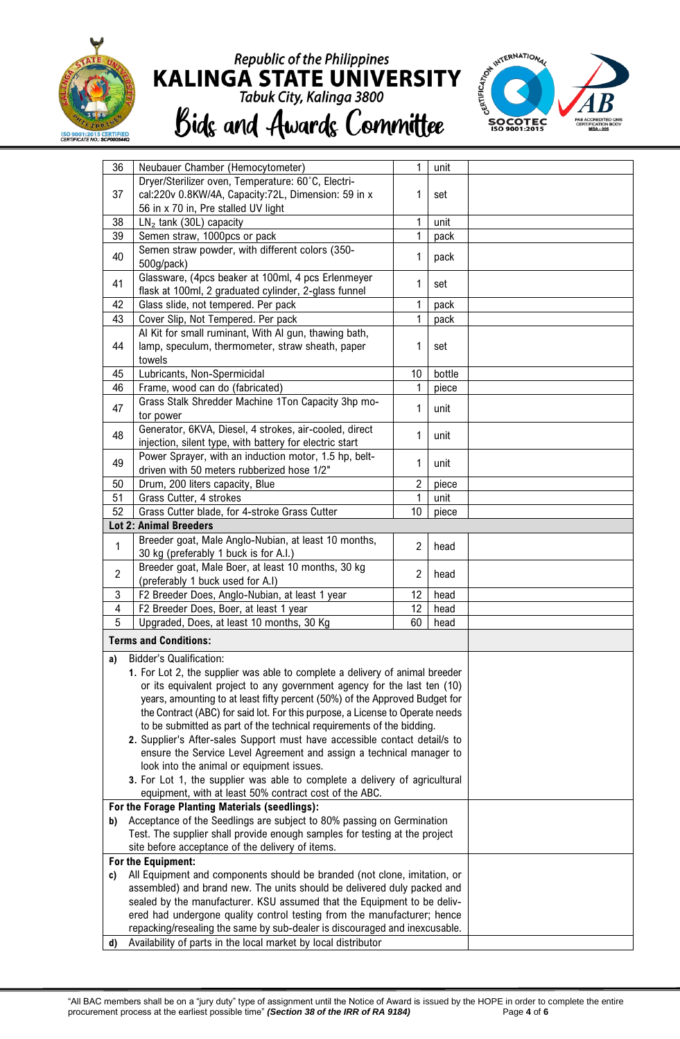| 36 | Neubauer Chamber (Hemocytometer) | 1 | unit | |
|---|---|---|---|---|
| 37 | Dryer/Sterilizer oven, Temperature: 60˚C, Electrical:220v 0.8KW/4A, Capacity:72L, Dimension: 59 in x 56 in x 70 in, Pre stalled UV light | 1 | set | |
| 38 | $LN_2$ tank (30L) capacity | 1 | unit | |
| 39 | Semen straw, 1000pcs or pack | 1 | pack | |
| 40 | Semen straw powder, with different colors (350-500g/pack) | 1 | pack | |
| 41 | Glassware, (4pcs beaker at 100ml, 4 pcs Erlenmeyer flask at 100ml, 2 graduated cylinder, 2-glass funnel | 1 | set | |
| 42 | Glass slide, not tempered. Per pack | 1 | pack | |
| 43 | Cover Slip, Not Tempered. Per pack | 1 | pack | |
| 44 | AI Kit for small ruminant, With AI gun, thawing bath, lamp, speculum, thermometer, straw sheath, paper towels | 1 | set | |
| 45 | Lubricants, Non-Spermicidal | 10 | bottle | |
| 46 | Frame, wood can do (fabricated) | 1 | piece | |
| 47 | Grass Stalk Shredder Machine 1Ton Capacity 3hp motor power | 1 | unit | |
| 48 | Generator, 6KVA, Diesel, 4 strokes, air-cooled, direct injection, silent type, with battery for electric start | 1 | unit | |
| 49 | Power Sprayer, with an induction motor, 1.5 hp, belt-driven with 50 meters rubberized hose 1/2" | 1 | unit | |
| 50 | Drum, 200 liters capacity, Blue | 2 | piece | |
| 51 | Grass Cutter, 4 strokes | 1 | unit | |
| 52 | Grass Cutter blade, for 4-stroke Grass Cutter | 10 | piece | |
| **Lot 2: Animal Breeders** | | | | |
| 1 | Breeder goat, Male Anglo-Nubian, at least 10 months, 30 kg (preferably 1 buck is for A.I.) | 2 | head | |
| 2 | Breeder goat, Male Boer, at least 10 months, 30 kg (preferably 1 buck used for A.I) | 2 | head | |
| 3 | F2 Breeder Does, Anglo-Nubian, at least 1 year | 12 | head | |
| 4 | F2 Breeder Does, Boer, at least 1 year | 12 | head | |
| 5 | Upgraded, Does, at least 10 months, 30 Kg | 60 | head | |

**Terms and Conditions:**

**a)** Bidder's Qualification:

1. For Lot 2, the supplier was able to complete a delivery of animal breeder or its equivalent project to any government agency for the last ten (10) years, amounting to at least fifty percent (50%) of the Approved Budget for the Contract (ABC) for said lot. For this purpose, a License to Operate needs to be submitted as part of the technical requirements of the bidding.
2. Supplier's After-sales Support must have accessible contact detail/s to ensure the Service Level Agreement and assign a technical manager to look into the animal or equipment issues.
3. For Lot 1, the supplier was able to complete a delivery of agricultural equipment, with at least 50% contract cost of the ABC.

**For the Forage Planting Materials (seedlings):**

**b)** Acceptance of the Seedlings are subject to 80% passing on Germination Test. The supplier shall provide enough samples for testing at the project site before acceptance of the delivery of items.

**For the Equipment:**

**c)** All Equipment and components should be branded (not clone, imitation, or assembled) and brand new. The units should be delivered duly packed and sealed by the manufacturer. KSU assumed that the Equipment to be delivered had undergone quality control testing from the manufacturer; hence repacking/resealing the same by sub-dealer is discouraged and inexcusable.

**d)** Availability of parts in the local market by local distributor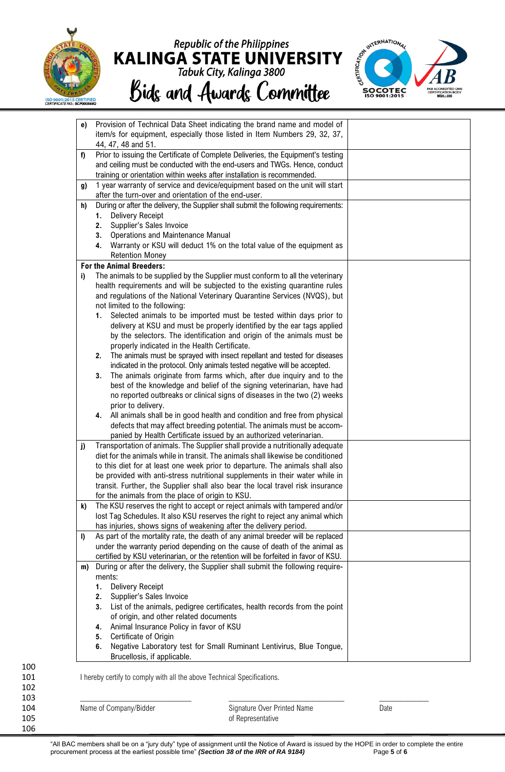| | |
|---|---|
| **e)** Provision of Technical Data Sheet indicating the brand name and model of item/s for equipment, especially those listed in Item Numbers 29, 32, 37, 44, 47, 48 and 51. | |
| **f)** Prior to issuing the Certificate of Complete Deliveries, the Equipment's testing and ceiling must be conducted with the end-users and TWGs. Hence, conduct training or orientation within weeks after installation is recommended. | |
| **g)** 1 year warranty of service and device/equipment based on the unit will start after the turn-over and orientation of the end-user. | |
| **h)** During or after the delivery, the Supplier shall submit the following requirements:<br>**1.** Delivery Receipt<br>**2.** Supplier's Sales Invoice<br>**3.** Operations and Maintenance Manual<br>**4.** Warranty or KSU will deduct 1% on the total value of the equipment as Retention Money | |
| **For the Animal Breeders:**<br>**i)** The animals to be supplied by the Supplier must conform to all the veterinary health requirements and will be subjected to the existing quarantine rules and regulations of the National Veterinary Quarantine Services (NVQS), but not limited to the following:<br>**1.** Selected animals to be imported must be tested within days prior to delivery at KSU and must be properly identified by the ear tags applied by the selectors. The identification and origin of the animals must be properly indicated in the Health Certificate.<br>**2.** The animals must be sprayed with insect repellant and tested for diseases indicated in the protocol. Only animals tested negative will be accepted.<br>**3.** The animals originate from farms which, after due inquiry and to the best of the knowledge and belief of the signing veterinarian, have had no reported outbreaks or clinical signs of diseases in the two (2) weeks prior to delivery.<br>**4.** All animals shall be in good health and condition and free from physical defects that may affect breeding potential. The animals must be accompanied by Health Certificate issued by an authorized veterinarian. | |
| **j)** Transportation of animals. The Supplier shall provide a nutritionally adequate diet for the animals while in transit. The animals shall likewise be conditioned to this diet for at least one week prior to departure. The animals shall also be provided with anti-stress nutritional supplements in their water while in transit. Further, the Supplier shall also bear the local travel risk insurance for the animals from the place of origin to KSU. | |
| **k)** The KSU reserves the right to accept or reject animals with tampered and/or lost Tag Schedules. It also KSU reserves the right to reject any animal which has injuries, shows signs of weakening after the delivery period. | |
| **l)** As part of the mortality rate, the death of any animal breeder will be replaced under the warranty period depending on the cause of death of the animal as certified by KSU veterinarian, or the retention will be forfeited in favor of KSU. | |
| **m)** During or after the delivery, the Supplier shall submit the following requirements:<br>**1.** Delivery Receipt<br>**2.** Supplier's Sales Invoice<br>**3.** List of the animals, pedigree certificates, health records from the point of origin, and other related documents<br>**4.** Animal Insurance Policy in favor of KSU<br>**5.** Certificate of Origin<br>**6.** Negative Laboratory test for Small Ruminant Lentivirus, Blue Tongue, Brucellosis, if applicable. | |

I hereby certify to comply with all the above Technical Specifications.

| \_\_\_\_\_\_\_\_\_\_\_\_\_\_\_\_\_\_\_\_\_\_\_\_ | \_\_\_\_\_\_\_\_\_\_\_\_\_\_\_\_\_\_\_\_\_\_\_\_\_\_\_\_ | \_\_\_\_\_\_\_\_\_\_\_\_ |
|---|---|---|
| Name of Company/Bidder | Signature Over Printed Name of Representative | Date |

"All BAC members shall be on a "jury duty" type of assignment until the Notice of Award is issued by the HOPE in order to complete the entire procurement process at the earliest possible time" ***(Section 38 of the IRR of RA 9184)***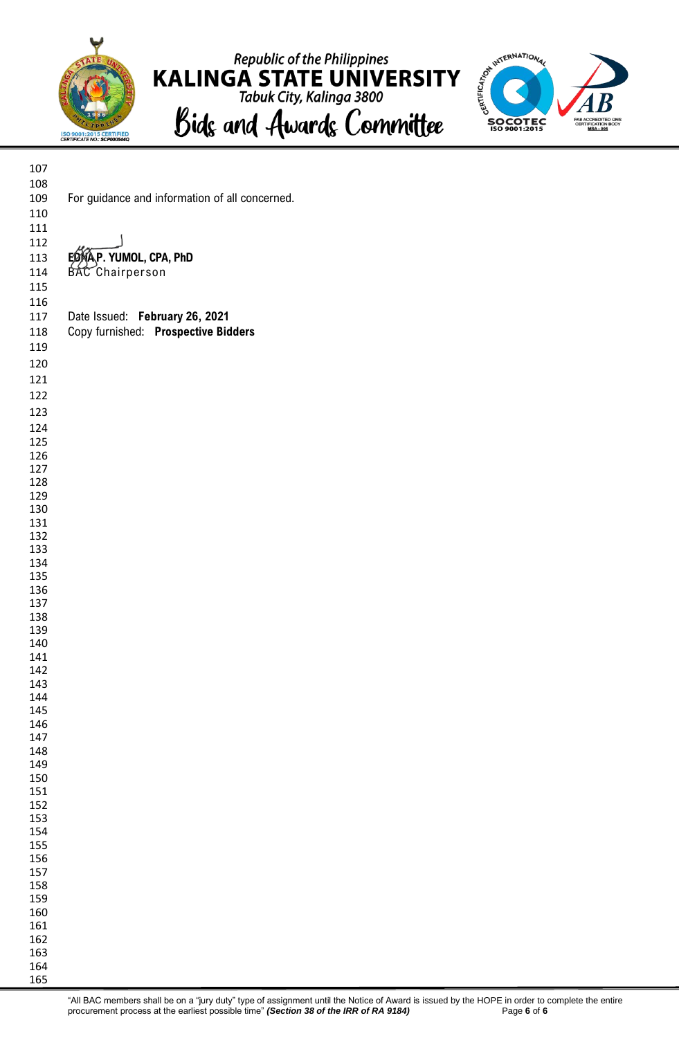For guidance and information of all concerned.

**EDNA P. YUMOL, CPA, PhD**
BAC Chairperson

Date Issued: **February 26, 2021**
Copy furnished: **Prospective Bidders**

"All BAC members shall be on a "jury duty" type of assignment until the Notice of Award is issued by the HOPE in order to complete the entire procurement process at the earliest possible time" ***(Section 38 of the IRR of RA 9184)***